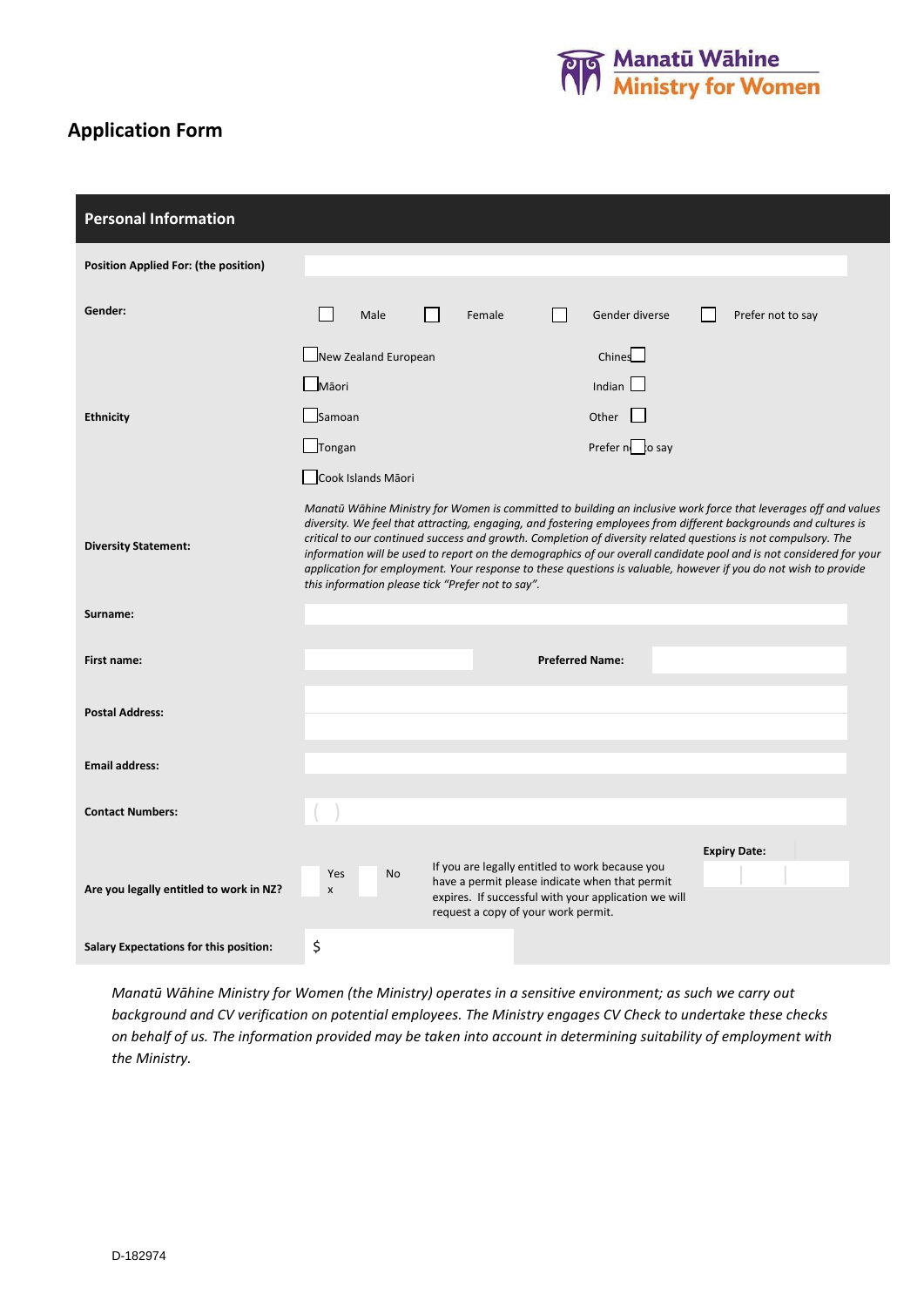Manatū Wāhine
Ministry for Women

# Application Form

## Personal Information

| | |
|---|---|
| **Position Applied For: (the position)** | |
| **Gender:** | ☐ Male ☐ Female ☐ Gender diverse ☐ Prefer not to say |
| **Ethnicity** | ☐ New Zealand European ☐ Chinese<br>☐ Māori ☐ Indian<br>☐ Samoan ☐ Other<br>☐ Tongan ☐ Prefer not to say<br>☐ Cook Islands Māori |
| **Diversity Statement:** | *Manatū Wāhine Ministry for Women is committed to building an inclusive work force that leverages off and values diversity. We feel that attracting, engaging, and fostering employees from different backgrounds and cultures is critical to our continued success and growth. Completion of diversity related questions is not compulsory. The information will be used to report on the demographics of our overall candidate pool and is not considered for your application for employment. Your response to these questions is valuable, however if you do not wish to provide this information please tick "Prefer not to say".* |
| **Surname:** | |
| **First name:** | **Preferred Name:** |
| **Postal Address:** | |
| **Email address:** | |
| **Contact Numbers:** | ( ) |
| **Are you legally entitled to work in NZ?** | Yes x No<br>If you are legally entitled to work because you have a permit please indicate when that permit expires. If successful with your application we will request a copy of your work permit.<br>**Expiry Date:** |
| **Salary Expectations for this position:** | $ |

*Manatū Wāhine Ministry for Women (the Ministry) operates in a sensitive environment; as such we carry out background and CV verification on potential employees. The Ministry engages CV Check to undertake these checks on behalf of us. The information provided may be taken into account in determining suitability of employment with the Ministry.*

D-182974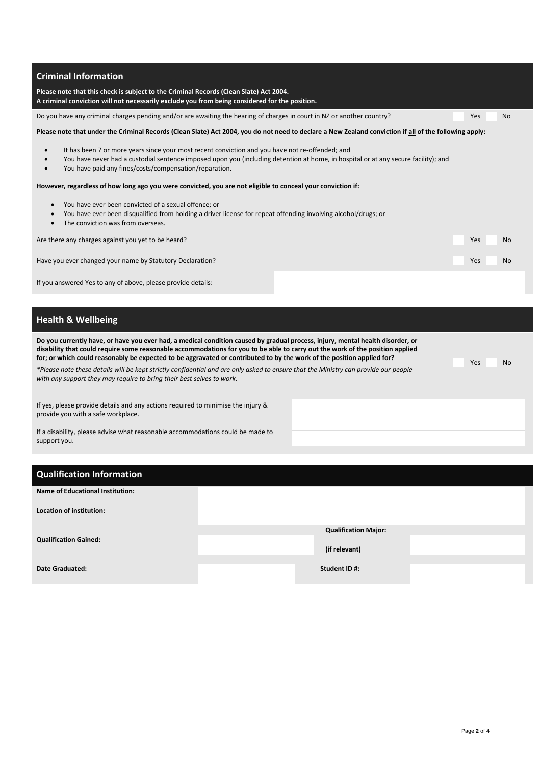## Criminal Information

**Please note that this check is subject to the Criminal Records (Clean Slate) Act 2004.**
**A criminal conviction will not necessarily exclude you from being considered for the position.**

Do you have any criminal charges pending and/or are awaiting the hearing of charges in court in NZ or another country? Yes No

**Please note that under the Criminal Records (Clean Slate) Act 2004, you do not need to declare a New Zealand conviction if all of the following apply:**

- It has been 7 or more years since your most recent conviction and you have not re-offended; and
- You have never had a custodial sentence imposed upon you (including detention at home, in hospital or at any secure facility); and
- You have paid any fines/costs/compensation/reparation.

**However, regardless of how long ago you were convicted, you are not eligible to conceal your conviction if:**

- You have ever been convicted of a sexual offence; or
- You have ever been disqualified from holding a driver license for repeat offending involving alcohol/drugs; or
- The conviction was from overseas.

Are there any charges against you yet to be heard? Yes No

Have you ever changed your name by Statutory Declaration? Yes No

If you answered Yes to any of above, please provide details:

## Health & Wellbeing

**Do you currently have, or have you ever had, a medical condition caused by gradual process, injury, mental health disorder, or disability that could require some reasonable accommodations for you to be able to carry out the work of the position applied for; or which could reasonably be expected to be aggravated or contributed to by the work of the position applied for?** Yes No

*\*Please note these details will be kept strictly confidential and are only asked to ensure that the Ministry can provide our people with any support they may require to bring their best selves to work.*

If yes, please provide details and any actions required to minimise the injury & provide you with a safe workplace.

If a disability, please advise what reasonable accommodations could be made to support you.

## Qualification Information

| | | | |
|---|---|---|---|
| **Name of Educational Institution:** | | | |
| **Location of institution:** | | | |
| **Qualification Gained:** | | **Qualification Major: (if relevant)** | |
| **Date Graduated:** | | **Student ID #:** | |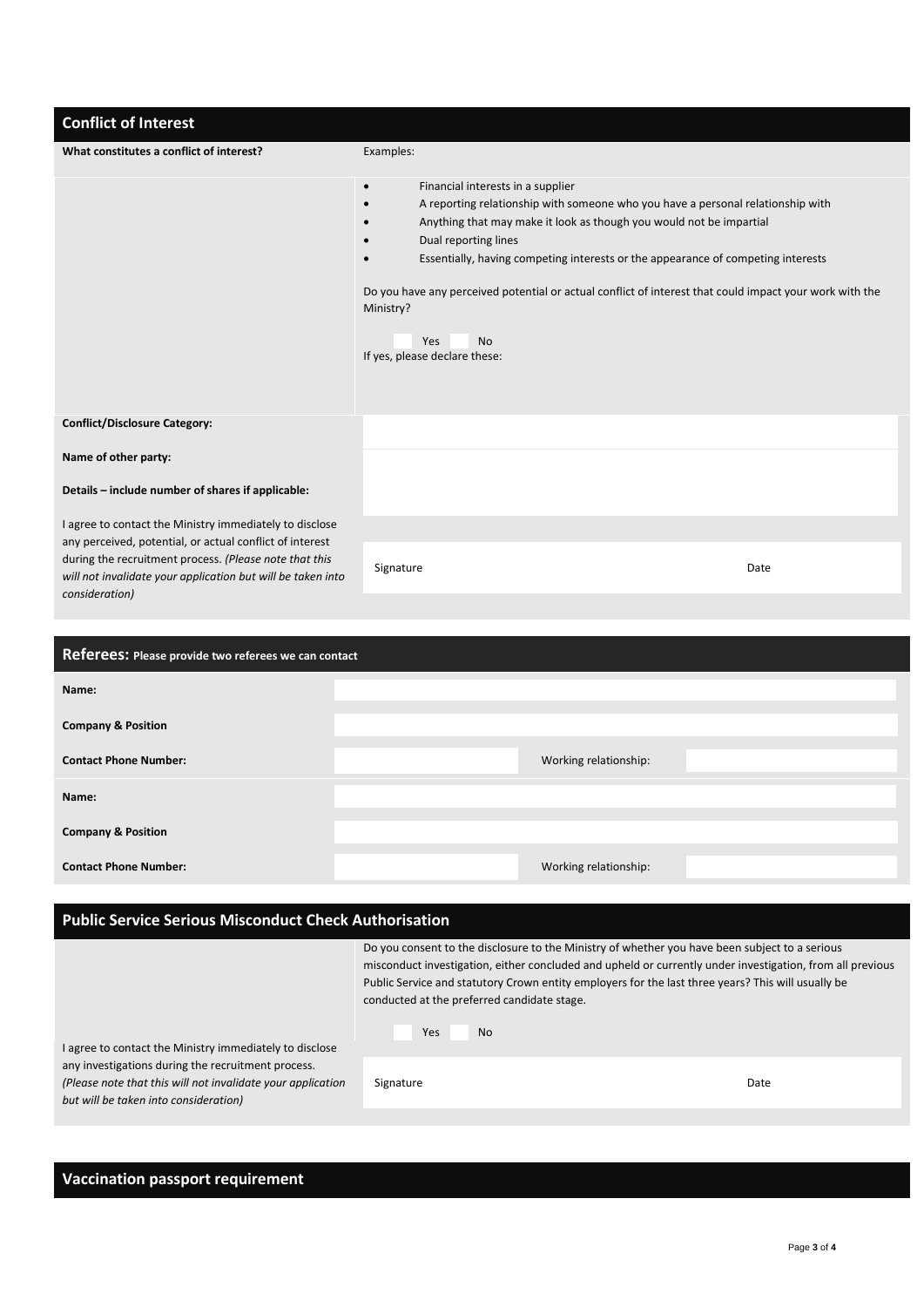## Conflict of Interest

| What constitutes a conflict of interest? | Examples: |
|---|---|
| | - Financial interests in a supplier<br>- A reporting relationship with someone who you have a personal relationship with<br>- Anything that may make it look as though you would not be impartial<br>- Dual reporting lines<br>- Essentially, having competing interests or the appearance of competing interests<br><br>Do you have any perceived potential or actual conflict of interest that could impact your work with the Ministry?<br><br>Yes No<br>If yes, please declare these: |
| **Conflict/Disclosure Category:** | |
| **Name of other party:** | |
| **Details – include number of shares if applicable:** | |
| I agree to contact the Ministry immediately to disclose any perceived, potential, or actual conflict of interest during the recruitment process. *(Please note that this will not invalidate your application but will be taken into consideration)* | Signature Date |

## Referees: Please provide two referees we can contact

| | | | |
|---|---|---|---|
| **Name:** | | | |
| **Company & Position** | | | |
| **Contact Phone Number:** | | Working relationship: | |
| **Name:** | | | |
| **Company & Position** | | | |
| **Contact Phone Number:** | | Working relationship: | |

## Public Service Serious Misconduct Check Authorisation

| | |
|---|---|
| | Do you consent to the disclosure to the Ministry of whether you have been subject to a serious misconduct investigation, either concluded and upheld or currently under investigation, from all previous Public Service and statutory Crown entity employers for the last three years? This will usually be conducted at the preferred candidate stage.<br><br>Yes No |
| I agree to contact the Ministry immediately to disclose any investigations during the recruitment process. *(Please note that this will not invalidate your application but will be taken into consideration)* | Signature Date |

## Vaccination passport requirement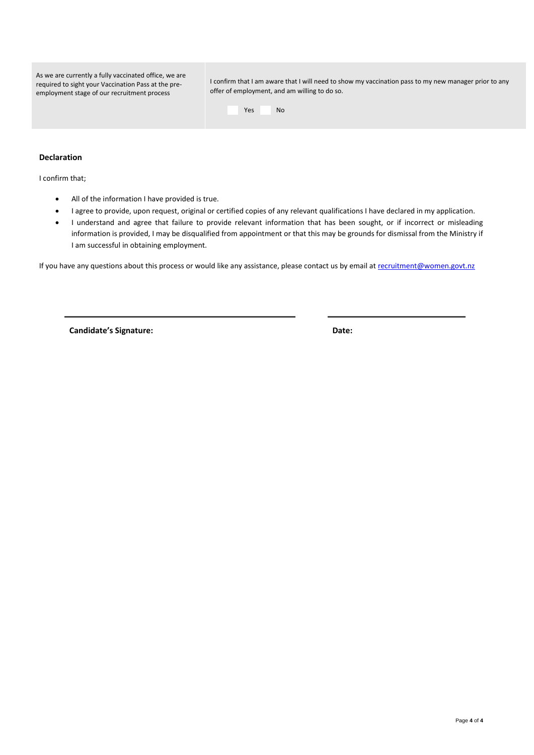| | |
|---|---|
| As we are currently a fully vaccinated office, we are required to sight your Vaccination Pass at the pre-employment stage of our recruitment process | I confirm that I am aware that I will need to show my vaccination pass to my new manager prior to any offer of employment, and am willing to do so. <br><br> Yes No |

## Declaration

I confirm that;

- All of the information I have provided is true.
- I agree to provide, upon request, original or certified copies of any relevant qualifications I have declared in my application.
- I understand and agree that failure to provide relevant information that has been sought, or if incorrect or misleading information is provided, I may be disqualified from appointment or that this may be grounds for dismissal from the Ministry if I am successful in obtaining employment.

If you have any questions about this process or would like any assistance, please contact us by email at recruitment@women.govt.nz

**Candidate's Signature:**

**Date:**